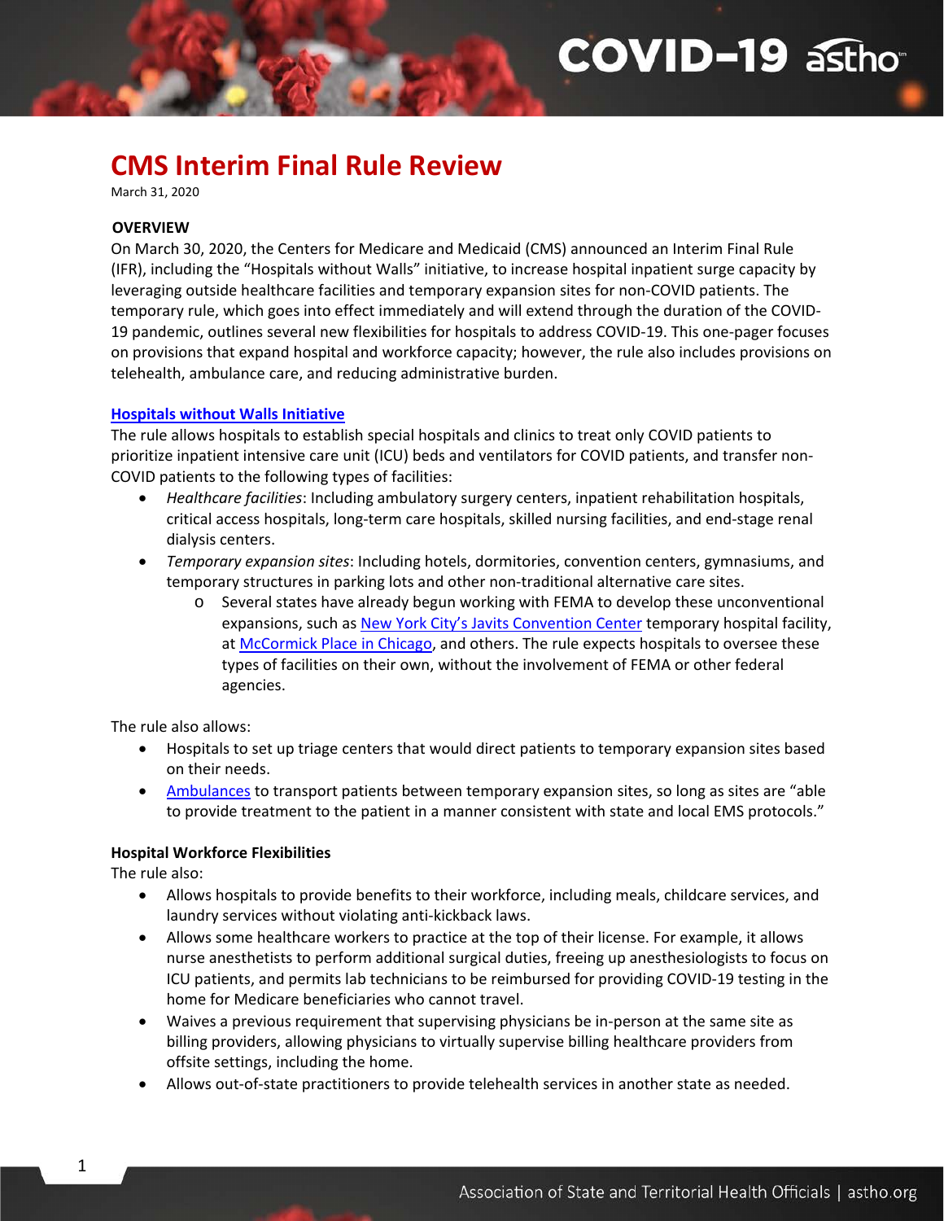# CMS Interim Final Rule Review

March 31, 2020

## OVERVIEW

On March 30, 2020, the Centers for Medicare and Medicaid (CMS) announced an Interim Final Rule (IFR), including the "Hospitals without Walls" initiative, to increase hospital inpatient surge capacity by leveraging outside healthcare facilities and temporary expansion sites for non-COVID patients. The temporary rule, which goes into effect immediately and will extend through the duration of the COVID-19 pandemic, outlines several new flexibilities for hospitals to address COVID-19. This one-pager focuses on provisions that expand hospital and workforce capacity; however, the rule also includes provisions on telehealth, ambulance care, and reducing administrative burden.

## Hospitals without Walls Initiative

The rule allows hospitals to establish special hospitals and clinics to treat only COVID patients to prioritize inpatient intensive care unit (ICU) beds and ventilators for COVID patients, and transfer non-COVID patients to the following types of facilities:

- *Healthcare facilities*: Including ambulatory surgery centers, inpatient rehabilitation hospitals, critical access hospitals, long-term care hospitals, skilled nursing facilities, and end-stage renal dialysis centers.
- *Temporary expansion sites*: Including hotels, dormitories, convention centers, gymnasiums, and temporary structures in parking lots and other non-traditional alternative care sites.
  - Several states have already begun working with FEMA to develop these unconventional expansions, such as New York City's Javits Convention Center temporary hospital facility, at McCormick Place in Chicago, and others. The rule expects hospitals to oversee these types of facilities on their own, without the involvement of FEMA or other federal agencies.

The rule also allows:

- Hospitals to set up triage centers that would direct patients to temporary expansion sites based on their needs.
- Ambulances to transport patients between temporary expansion sites, so long as sites are "able to provide treatment to the patient in a manner consistent with state and local EMS protocols."

## Hospital Workforce Flexibilities

The rule also:

- Allows hospitals to provide benefits to their workforce, including meals, childcare services, and laundry services without violating anti-kickback laws.
- Allows some healthcare workers to practice at the top of their license. For example, it allows nurse anesthetists to perform additional surgical duties, freeing up anesthesiologists to focus on ICU patients, and permits lab technicians to be reimbursed for providing COVID-19 testing in the home for Medicare beneficiaries who cannot travel.
- Waives a previous requirement that supervising physicians be in-person at the same site as billing providers, allowing physicians to virtually supervise billing healthcare providers from offsite settings, including the home.
- Allows out-of-state practitioners to provide telehealth services in another state as needed.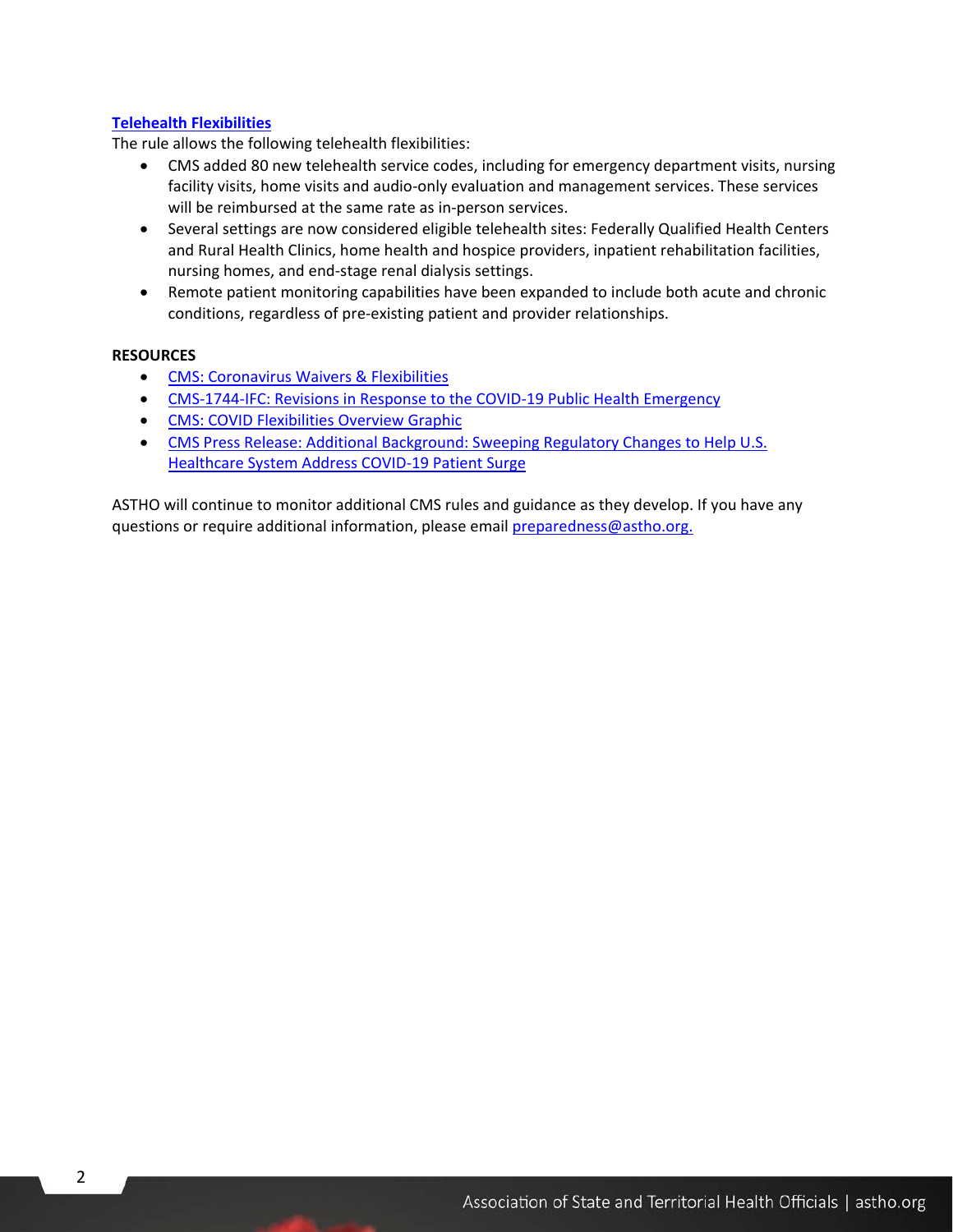### Telehealth Flexibilities

The rule allows the following telehealth flexibilities:

- CMS added 80 new telehealth service codes, including for emergency department visits, nursing facility visits, home visits and audio-only evaluation and management services. These services will be reimbursed at the same rate as in-person services.
- Several settings are now considered eligible telehealth sites: Federally Qualified Health Centers and Rural Health Clinics, home health and hospice providers, inpatient rehabilitation facilities, nursing homes, and end-stage renal dialysis settings.
- Remote patient monitoring capabilities have been expanded to include both acute and chronic conditions, regardless of pre-existing patient and provider relationships.

**RESOURCES**

- CMS: Coronavirus Waivers & Flexibilities
- CMS-1744-IFC: Revisions in Response to the COVID-19 Public Health Emergency
- CMS: COVID Flexibilities Overview Graphic
- CMS Press Release: Additional Background: Sweeping Regulatory Changes to Help U.S. Healthcare System Address COVID-19 Patient Surge

ASTHO will continue to monitor additional CMS rules and guidance as they develop. If you have any questions or require additional information, please email preparedness@astho.org.